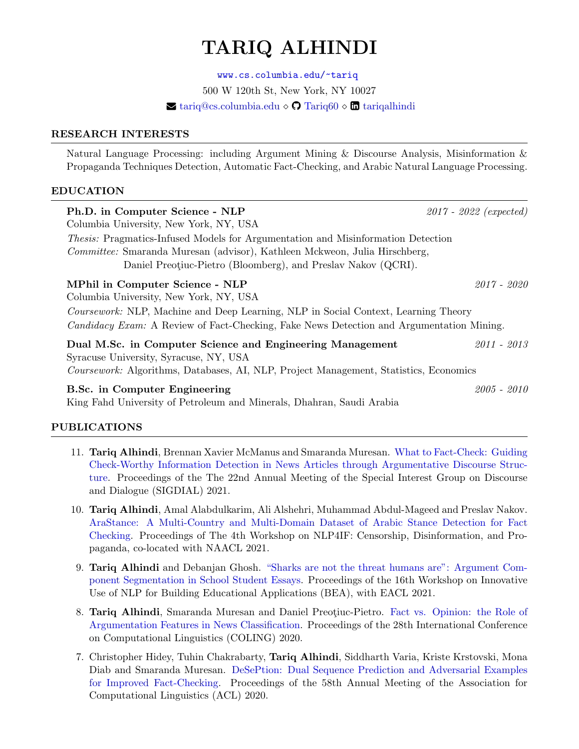# TARIQ ALHINDI

www.cs.columbia.edu/~tariq

500 W 120th St, New York, NY 10027

tariq@cs.columbia.edu ⋄ Tariq60 ⋄ tariqalhindi

## RESEARCH INTERESTS

Natural Language Processing: including Argument Mining & Discourse Analysis, Misinformation & Propaganda Techniques Detection, Automatic Fact-Checking, and Arabic Natural Language Processing.

## EDUCATION

**Ph.D. in Computer Science - NLP** *2017 - 2022 (expected)*
Columbia University, New York, NY, USA
*Thesis:* Pragmatics-Infused Models for Argumentation and Misinformation Detection
*Committee:* Smaranda Muresan (advisor), Kathleen Mckweon, Julia Hirschberg, Daniel Preoţiuc-Pietro (Bloomberg), and Preslav Nakov (QCRI).

**MPhil in Computer Science - NLP** *2017 - 2020*
Columbia University, New York, NY, USA
*Coursework:* NLP, Machine and Deep Learning, NLP in Social Context, Learning Theory
*Candidacy Exam:* A Review of Fact-Checking, Fake News Detection and Argumentation Mining.

**Dual M.Sc. in Computer Science and Engineering Management** *2011 - 2013*
Syracuse University, Syracuse, NY, USA
*Coursework:* Algorithms, Databases, AI, NLP, Project Management, Statistics, Economics

**B.Sc. in Computer Engineering** *2005 - 2010*
King Fahd University of Petroleum and Minerals, Dhahran, Saudi Arabia

## PUBLICATIONS

11. **Tariq Alhindi**, Brennan Xavier McManus and Smaranda Muresan. What to Fact-Check: Guiding Check-Worthy Information Detection in News Articles through Argumentative Discourse Structure. Proceedings of the The 22nd Annual Meeting of the Special Interest Group on Discourse and Dialogue (SIGDIAL) 2021.

10. **Tariq Alhindi**, Amal Alabdulkarim, Ali Alshehri, Muhammad Abdul-Mageed and Preslav Nakov. AraStance: A Multi-Country and Multi-Domain Dataset of Arabic Stance Detection for Fact Checking. Proceedings of The 4th Workshop on NLP4IF: Censorship, Disinformation, and Propaganda, co-located with NAACL 2021.

9. **Tariq Alhindi** and Debanjan Ghosh. "Sharks are not the threat humans are": Argument Component Segmentation in School Student Essays. Proceedings of the 16th Workshop on Innovative Use of NLP for Building Educational Applications (BEA), with EACL 2021.

8. **Tariq Alhindi**, Smaranda Muresan and Daniel Preoţiuc-Pietro. Fact vs. Opinion: the Role of Argumentation Features in News Classification. Proceedings of the 28th International Conference on Computational Linguistics (COLING) 2020.

7. Christopher Hidey, Tuhin Chakrabarty, **Tariq Alhindi**, Siddharth Varia, Kriste Krstovski, Mona Diab and Smaranda Muresan. DeSePtion: Dual Sequence Prediction and Adversarial Examples for Improved Fact-Checking. Proceedings of the 58th Annual Meeting of the Association for Computational Linguistics (ACL) 2020.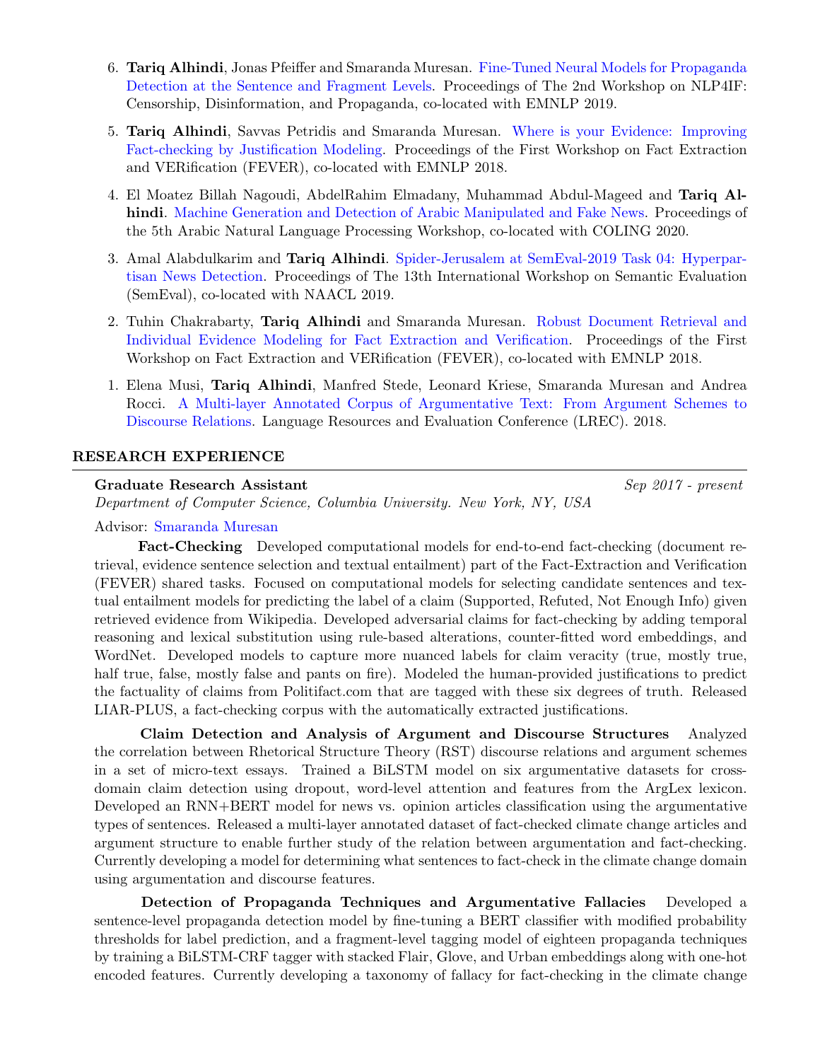6. **Tariq Alhindi**, Jonas Pfeiffer and Smaranda Muresan. Fine-Tuned Neural Models for Propaganda Detection at the Sentence and Fragment Levels. Proceedings of The 2nd Workshop on NLP4IF: Censorship, Disinformation, and Propaganda, co-located with EMNLP 2019.

5. **Tariq Alhindi**, Savvas Petridis and Smaranda Muresan. Where is your Evidence: Improving Fact-checking by Justification Modeling. Proceedings of the First Workshop on Fact Extraction and VERification (FEVER), co-located with EMNLP 2018.

4. El Moatez Billah Nagoudi, AbdelRahim Elmadany, Muhammad Abdul-Mageed and **Tariq Alhindi**. Machine Generation and Detection of Arabic Manipulated and Fake News. Proceedings of the 5th Arabic Natural Language Processing Workshop, co-located with COLING 2020.

3. Amal Alabdulkarim and **Tariq Alhindi**. Spider-Jerusalem at SemEval-2019 Task 04: Hyperpartisan News Detection. Proceedings of The 13th International Workshop on Semantic Evaluation (SemEval), co-located with NAACL 2019.

2. Tuhin Chakrabarty, **Tariq Alhindi** and Smaranda Muresan. Robust Document Retrieval and Individual Evidence Modeling for Fact Extraction and Verification. Proceedings of the First Workshop on Fact Extraction and VERification (FEVER), co-located with EMNLP 2018.

1. Elena Musi, **Tariq Alhindi**, Manfred Stede, Leonard Kriese, Smaranda Muresan and Andrea Rocci. A Multi-layer Annotated Corpus of Argumentative Text: From Argument Schemes to Discourse Relations. Language Resources and Evaluation Conference (LREC). 2018.

## RESEARCH EXPERIENCE

**Graduate Research Assistant** *Sep 2017 - present*
*Department of Computer Science, Columbia University. New York, NY, USA*

Advisor: Smaranda Muresan

**Fact-Checking** Developed computational models for end-to-end fact-checking (document retrieval, evidence sentence selection and textual entailment) part of the Fact-Extraction and Verification (FEVER) shared tasks. Focused on computational models for selecting candidate sentences and textual entailment models for predicting the label of a claim (Supported, Refuted, Not Enough Info) given retrieved evidence from Wikipedia. Developed adversarial claims for fact-checking by adding temporal reasoning and lexical substitution using rule-based alterations, counter-fitted word embeddings, and WordNet. Developed models to capture more nuanced labels for claim veracity (true, mostly true, half true, false, mostly false and pants on fire). Modeled the human-provided justifications to predict the factuality of claims from Politifact.com that are tagged with these six degrees of truth. Released LIAR-PLUS, a fact-checking corpus with the automatically extracted justifications.

**Claim Detection and Analysis of Argument and Discourse Structures** Analyzed the correlation between Rhetorical Structure Theory (RST) discourse relations and argument schemes in a set of micro-text essays. Trained a BiLSTM model on six argumentative datasets for cross-domain claim detection using dropout, word-level attention and features from the ArgLex lexicon. Developed an RNN+BERT model for news vs. opinion articles classification using the argumentative types of sentences. Released a multi-layer annotated dataset of fact-checked climate change articles and argument structure to enable further study of the relation between argumentation and fact-checking. Currently developing a model for determining what sentences to fact-check in the climate change domain using argumentation and discourse features.

**Detection of Propaganda Techniques and Argumentative Fallacies** Developed a sentence-level propaganda detection model by fine-tuning a BERT classifier with modified probability thresholds for label prediction, and a fragment-level tagging model of eighteen propaganda techniques by training a BiLSTM-CRF tagger with stacked Flair, Glove, and Urban embeddings along with one-hot encoded features. Currently developing a taxonomy of fallacy for fact-checking in the climate change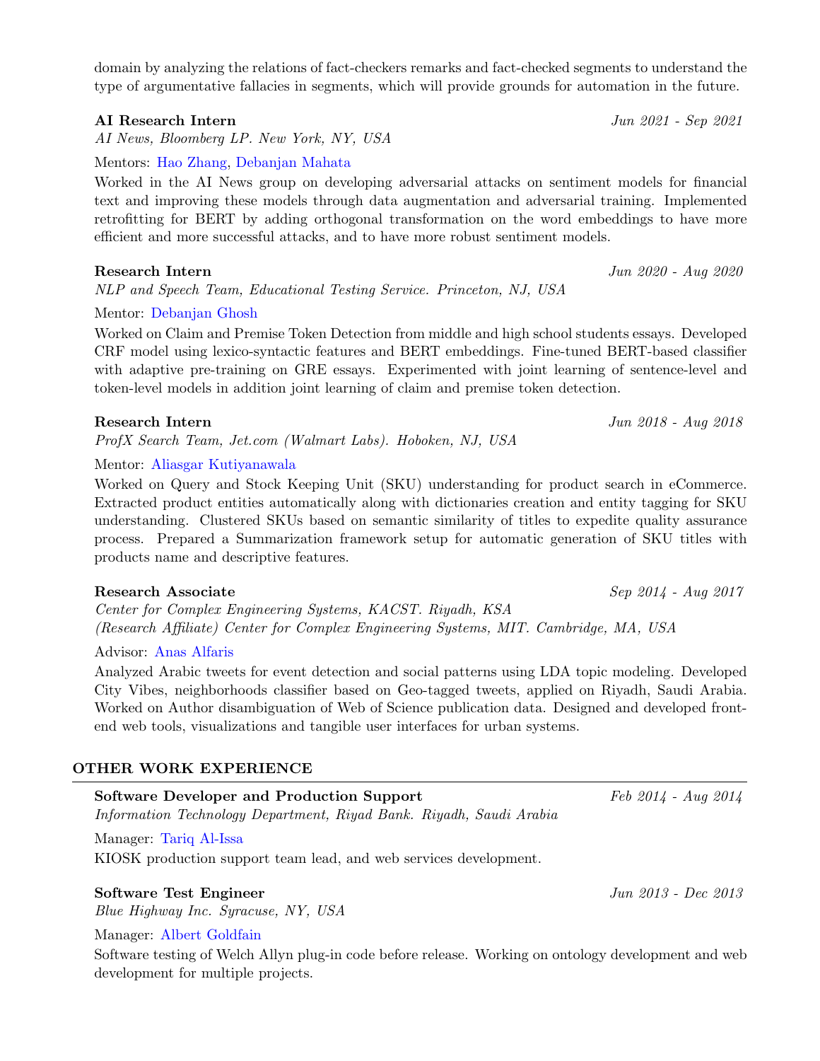domain by analyzing the relations of fact-checkers remarks and fact-checked segments to understand the type of argumentative fallacies in segments, which will provide grounds for automation in the future.

**AI Research Intern** *Jun 2021 - Sep 2021*
*AI News, Bloomberg LP. New York, NY, USA*

Mentors: Hao Zhang, Debanjan Mahata

Worked in the AI News group on developing adversarial attacks on sentiment models for financial text and improving these models through data augmentation and adversarial training. Implemented retrofitting for BERT by adding orthogonal transformation on the word embeddings to have more efficient and more successful attacks, and to have more robust sentiment models.

**Research Intern** *Jun 2020 - Aug 2020*
*NLP and Speech Team, Educational Testing Service. Princeton, NJ, USA*

Mentor: Debanjan Ghosh

Worked on Claim and Premise Token Detection from middle and high school students essays. Developed CRF model using lexico-syntactic features and BERT embeddings. Fine-tuned BERT-based classifier with adaptive pre-training on GRE essays. Experimented with joint learning of sentence-level and token-level models in addition joint learning of claim and premise token detection.

**Research Intern** *Jun 2018 - Aug 2018*
*ProfX Search Team, Jet.com (Walmart Labs). Hoboken, NJ, USA*

Mentor: Aliasgar Kutiyanawala

Worked on Query and Stock Keeping Unit (SKU) understanding for product search in eCommerce. Extracted product entities automatically along with dictionaries creation and entity tagging for SKU understanding. Clustered SKUs based on semantic similarity of titles to expedite quality assurance process. Prepared a Summarization framework setup for automatic generation of SKU titles with products name and descriptive features.

**Research Associate** *Sep 2014 - Aug 2017*
*Center for Complex Engineering Systems, KACST. Riyadh, KSA*
*(Research Affiliate) Center for Complex Engineering Systems, MIT. Cambridge, MA, USA*

Advisor: Anas Alfaris

Analyzed Arabic tweets for event detection and social patterns using LDA topic modeling. Developed City Vibes, neighborhoods classifier based on Geo-tagged tweets, applied on Riyadh, Saudi Arabia. Worked on Author disambiguation of Web of Science publication data. Designed and developed front-end web tools, visualizations and tangible user interfaces for urban systems.

## OTHER WORK EXPERIENCE

**Software Developer and Production Support** *Feb 2014 - Aug 2014*
*Information Technology Department, Riyad Bank. Riyadh, Saudi Arabia*

Manager: Tariq Al-Issa

KIOSK production support team lead, and web services development.

**Software Test Engineer** *Jun 2013 - Dec 2013*
*Blue Highway Inc. Syracuse, NY, USA*

Manager: Albert Goldfain

Software testing of Welch Allyn plug-in code before release. Working on ontology development and web development for multiple projects.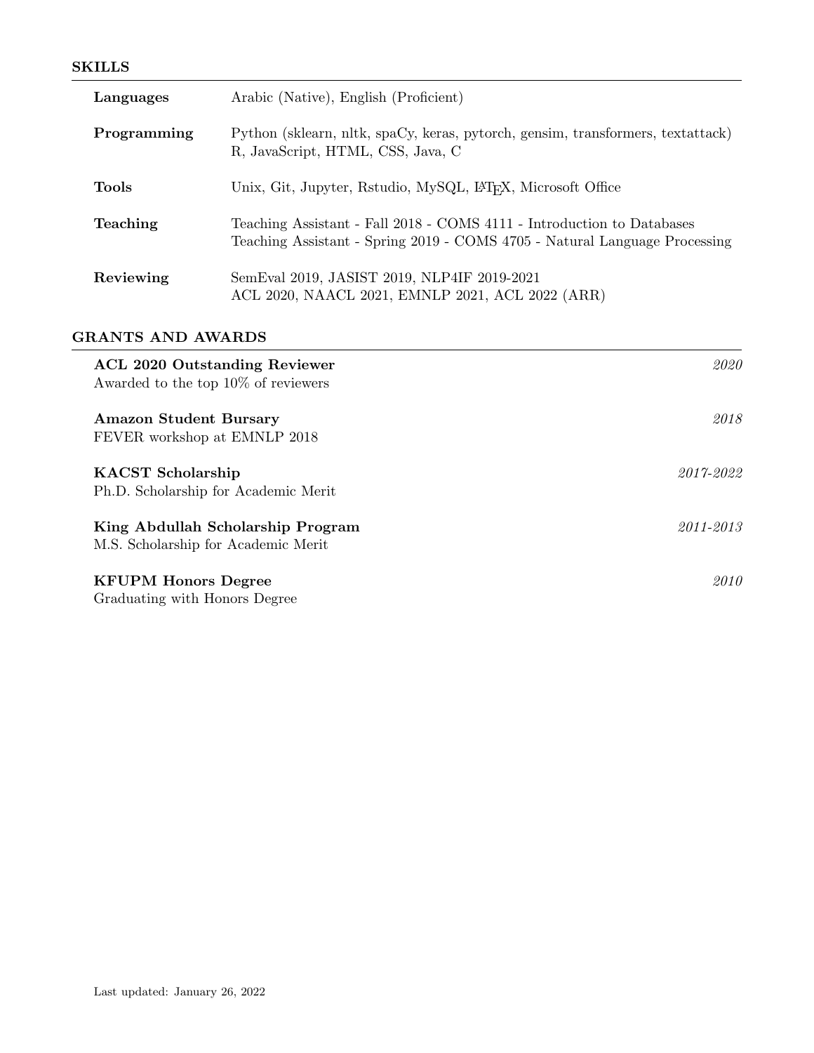## SKILLS

| | |
|---|---|
| **Languages** | Arabic (Native), English (Proficient) |
| **Programming** | Python (sklearn, nltk, spaCy, keras, pytorch, gensim, transformers, textattack) R, JavaScript, HTML, CSS, Java, C |
| **Tools** | Unix, Git, Jupyter, Rstudio, MySQL, LaTeX, Microsoft Office |
| **Teaching** | Teaching Assistant - Fall 2018 - COMS 4111 - Introduction to Databases<br>Teaching Assistant - Spring 2019 - COMS 4705 - Natural Language Processing |
| **Reviewing** | SemEval 2019, JASIST 2019, NLP4IF 2019-2021<br>ACL 2020, NAACL 2021, EMNLP 2021, ACL 2022 (ARR) |

## GRANTS AND AWARDS

**ACL 2020 Outstanding Reviewer** *2020*
Awarded to the top 10% of reviewers

**Amazon Student Bursary** *2018*
FEVER workshop at EMNLP 2018

**KACST Scholarship** *2017-2022*
Ph.D. Scholarship for Academic Merit

**King Abdullah Scholarship Program** *2011-2013*
M.S. Scholarship for Academic Merit

**KFUPM Honors Degree** *2010*
Graduating with Honors Degree

Last updated: January 26, 2022